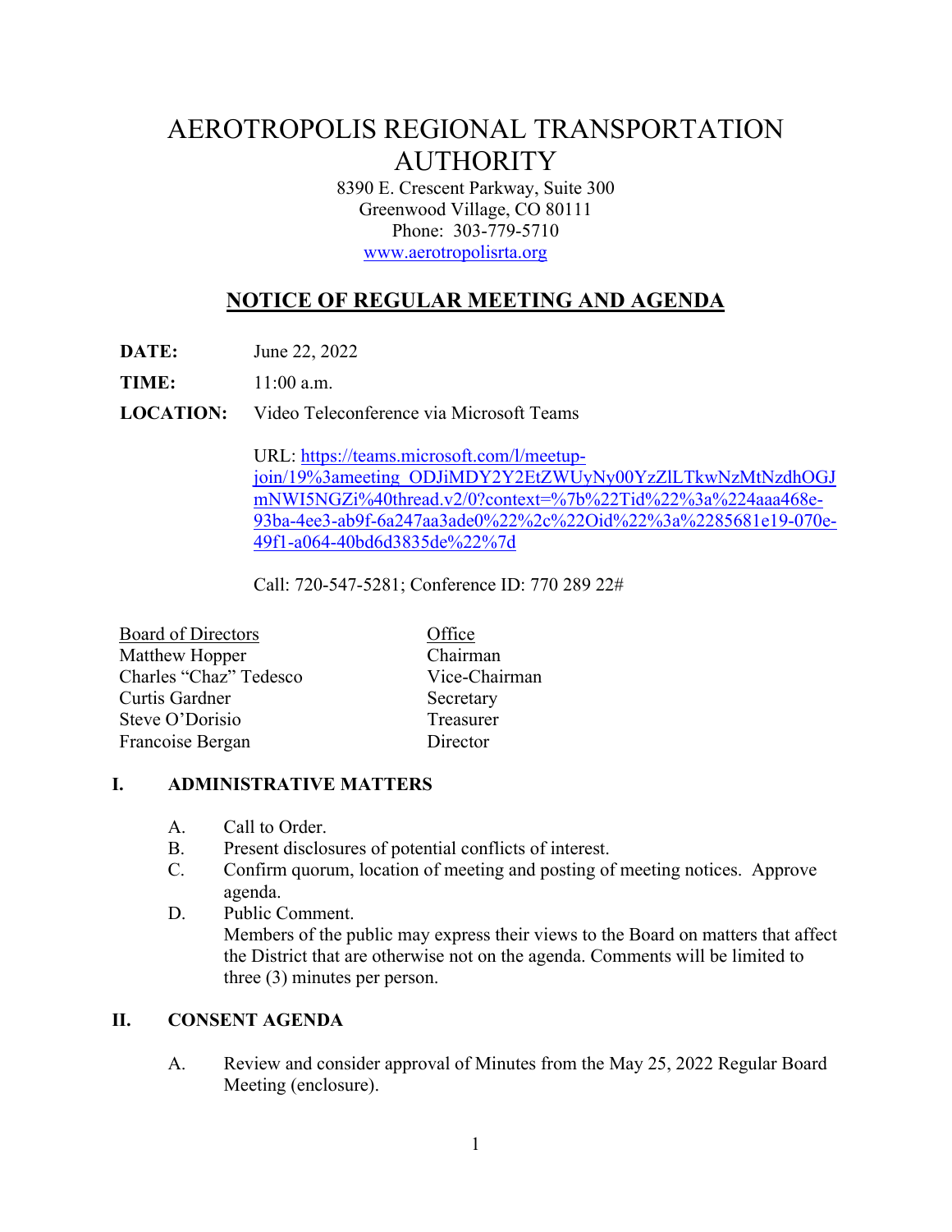# AEROTROPOLIS REGIONAL TRANSPORTATION AUTHORITY

8390 E. Crescent Parkway, Suite 300
Greenwood Village, CO 80111
Phone: 303-779-5710
www.aerotropolisrta.org

## NOTICE OF REGULAR MEETING AND AGENDA

**DATE:** June 22, 2022

**TIME:** 11:00 a.m.

**LOCATION:** Video Teleconference via Microsoft Teams

URL: https://teams.microsoft.com/l/meetup-join/19%3ameeting_ODJiMDY2Y2EtZWUyNy00YzZlLTkwNzMtNzdhOGJmNWI5NGZi%40thread.v2/0?context=%7b%22Tid%22%3a%224aaa468e-93ba-4ee3-ab9f-6a247aa3ade0%22%2c%22Oid%22%3a%2285681e19-070e-49f1-a064-40bd6d3835de%22%7d

Call: 720-547-5281; Conference ID: 770 289 22#

| Board of Directors | Office |
|---|---|
| Matthew Hopper | Chairman |
| Charles "Chaz" Tedesco | Vice-Chairman |
| Curtis Gardner | Secretary |
| Steve O'Dorisio | Treasurer |
| Francoise Bergan | Director |

### I. ADMINISTRATIVE MATTERS

A. Call to Order.

B. Present disclosures of potential conflicts of interest.

C. Confirm quorum, location of meeting and posting of meeting notices. Approve agenda.

D. Public Comment.
Members of the public may express their views to the Board on matters that affect the District that are otherwise not on the agenda. Comments will be limited to three (3) minutes per person.

### II. CONSENT AGENDA

A. Review and consider approval of Minutes from the May 25, 2022 Regular Board Meeting (enclosure).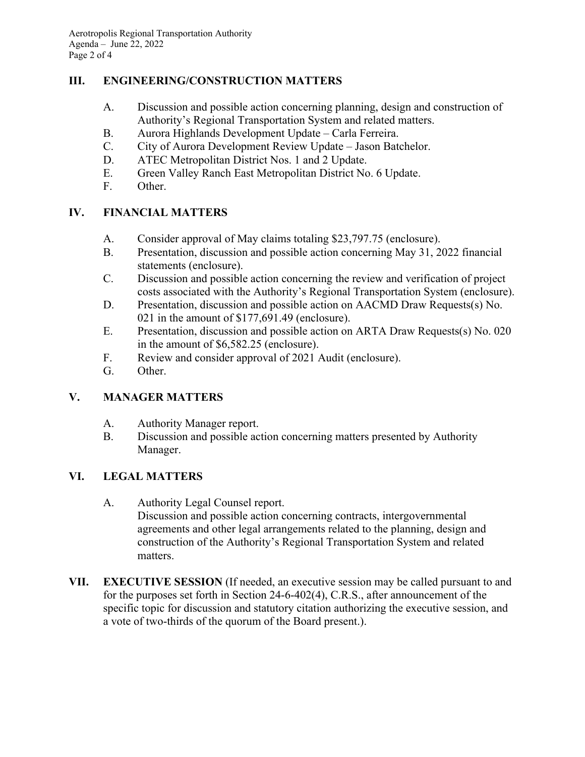## III. ENGINEERING/CONSTRUCTION MATTERS

A. Discussion and possible action concerning planning, design and construction of Authority's Regional Transportation System and related matters.

B. Aurora Highlands Development Update – Carla Ferreira.

C. City of Aurora Development Review Update – Jason Batchelor.

D. ATEC Metropolitan District Nos. 1 and 2 Update.

E. Green Valley Ranch East Metropolitan District No. 6 Update.

F. Other.

## IV. FINANCIAL MATTERS

A. Consider approval of May claims totaling $23,797.75 (enclosure).

B. Presentation, discussion and possible action concerning May 31, 2022 financial statements (enclosure).

C. Discussion and possible action concerning the review and verification of project costs associated with the Authority's Regional Transportation System (enclosure).

D. Presentation, discussion and possible action on AACMD Draw Requests(s) No. 021 in the amount of $177,691.49 (enclosure).

E. Presentation, discussion and possible action on ARTA Draw Requests(s) No. 020 in the amount of $6,582.25 (enclosure).

F. Review and consider approval of 2021 Audit (enclosure).

G. Other.

## V. MANAGER MATTERS

A. Authority Manager report.

B. Discussion and possible action concerning matters presented by Authority Manager.

## VI. LEGAL MATTERS

A. Authority Legal Counsel report.
Discussion and possible action concerning contracts, intergovernmental agreements and other legal arrangements related to the planning, design and construction of the Authority's Regional Transportation System and related matters.

## VII. EXECUTIVE SESSION

**EXECUTIVE SESSION** (If needed, an executive session may be called pursuant to and for the purposes set forth in Section 24-6-402(4), C.R.S., after announcement of the specific topic for discussion and statutory citation authorizing the executive session, and a vote of two-thirds of the quorum of the Board present.).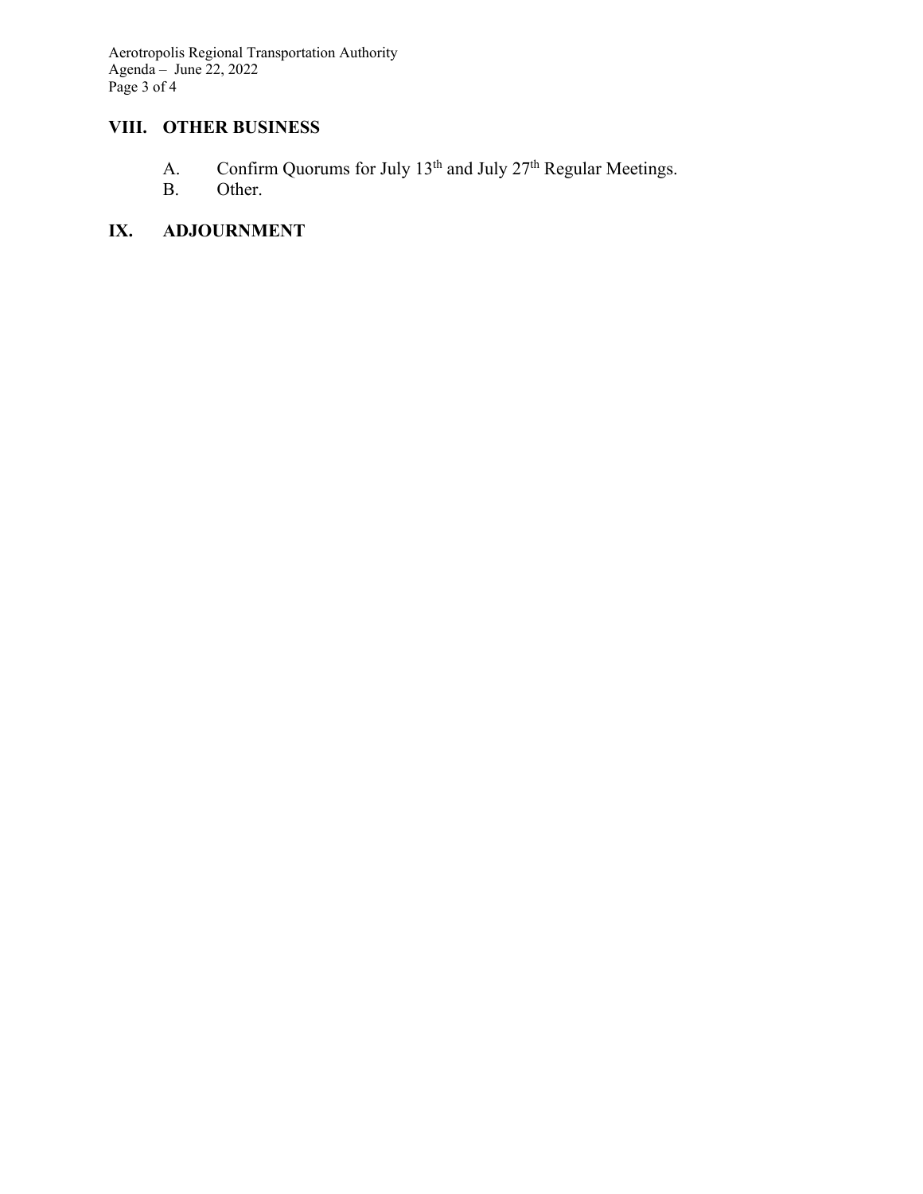## VIII. OTHER BUSINESS

A. Confirm Quorums for July 13th and July 27th Regular Meetings.
B. Other.

## IX. ADJOURNMENT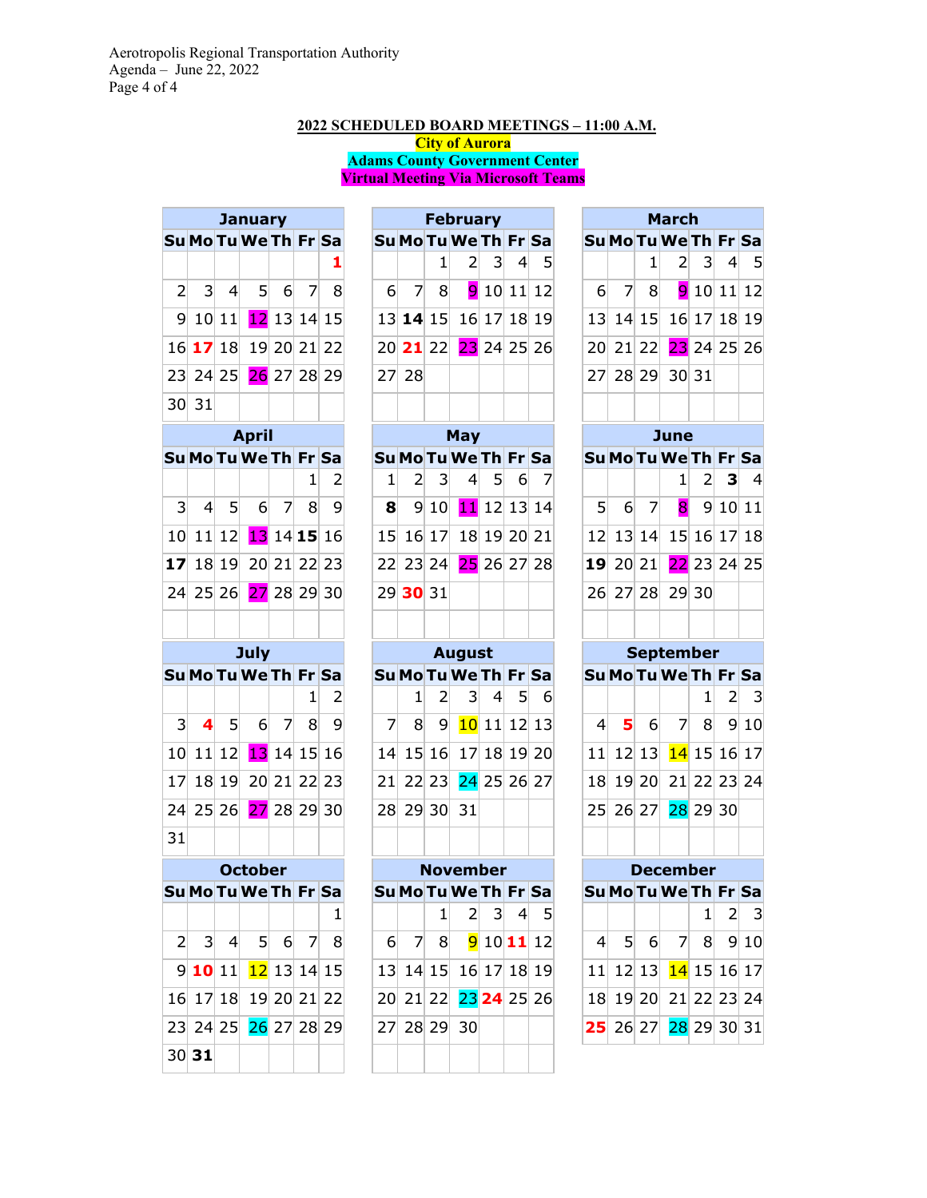## 2022 SCHEDULED BOARD MEETINGS – 11:00 A.M.

City of Aurora

Adams County Government Center

Virtual Meeting Via Microsoft Teams

**January**

| Su | Mo | Tu | We | Th | Fr | Sa |
|---|---|---|---|---|---|---|
| | | | | | | **1** |
| 2 | 3 | 4 | 5 | 6 | 7 | 8 |
| 9 | 10 | 11 | 12 | 13 | 14 | 15 |
| 16 | **17** | 18 | 19 | 20 | 21 | 22 |
| 23 | 24 | 25 | 26 | 27 | 28 | 29 |
| 30 | 31 | | | | | |

**February**

| Su | Mo | Tu | We | Th | Fr | Sa |
|---|---|---|---|---|---|---|
| | | 1 | 2 | 3 | 4 | 5 |
| 6 | 7 | 8 | 9 | 10 | 11 | 12 |
| 13 | **14** | 15 | 16 | 17 | 18 | 19 |
| 20 | **21** | 22 | 23 | 24 | 25 | 26 |
| 27 | 28 | | | | | |

**March**

| Su | Mo | Tu | We | Th | Fr | Sa |
|---|---|---|---|---|---|---|
| | | 1 | 2 | 3 | 4 | 5 |
| 6 | 7 | 8 | 9 | 10 | 11 | 12 |
| 13 | 14 | 15 | 16 | 17 | 18 | 19 |
| 20 | 21 | 22 | 23 | 24 | 25 | 26 |
| 27 | 28 | 29 | 30 | 31 | | |

**April**

| Su | Mo | Tu | We | Th | Fr | Sa |
|---|---|---|---|---|---|---|
| | | | | | 1 | 2 |
| 3 | 4 | 5 | 6 | 7 | 8 | 9 |
| 10 | 11 | 12 | 13 | 14 | **15** | 16 |
| **17** | 18 | 19 | 20 | 21 | 22 | 23 |
| 24 | 25 | 26 | 27 | 28 | 29 | 30 |

**May**

| Su | Mo | Tu | We | Th | Fr | Sa |
|---|---|---|---|---|---|---|
| 1 | 2 | 3 | 4 | 5 | 6 | 7 |
| **8** | 9 | 10 | 11 | 12 | 13 | 14 |
| 15 | 16 | 17 | 18 | 19 | 20 | 21 |
| 22 | 23 | 24 | 25 | 26 | 27 | 28 |
| 29 | **30** | 31 | | | | |

**June**

| Su | Mo | Tu | We | Th | Fr | Sa |
|---|---|---|---|---|---|---|
| | | | 1 | 2 | **3** | 4 |
| 5 | 6 | 7 | 8 | 9 | 10 | 11 |
| 12 | 13 | 14 | 15 | 16 | 17 | 18 |
| **19** | 20 | 21 | 22 | 23 | 24 | 25 |
| 26 | 27 | 28 | 29 | 30 | | |

**July**

| Su | Mo | Tu | We | Th | Fr | Sa |
|---|---|---|---|---|---|---|
| | | | | | 1 | 2 |
| 3 | **4** | 5 | 6 | 7 | 8 | 9 |
| 10 | 11 | 12 | 13 | 14 | 15 | 16 |
| 17 | 18 | 19 | 20 | 21 | 22 | 23 |
| 24 | 25 | 26 | 27 | 28 | 29 | 30 |
| 31 | | | | | | |

**August**

| Su | Mo | Tu | We | Th | Fr | Sa |
|---|---|---|---|---|---|---|
| | 1 | 2 | 3 | 4 | 5 | 6 |
| 7 | 8 | 9 | 10 | 11 | 12 | 13 |
| 14 | 15 | 16 | 17 | 18 | 19 | 20 |
| 21 | 22 | 23 | 24 | 25 | 26 | 27 |
| 28 | 29 | 30 | 31 | | | |

**September**

| Su | Mo | Tu | We | Th | Fr | Sa |
|---|---|---|---|---|---|---|
| | | | | 1 | 2 | 3 |
| 4 | **5** | 6 | 7 | 8 | 9 | 10 |
| 11 | 12 | 13 | 14 | 15 | 16 | 17 |
| 18 | 19 | 20 | 21 | 22 | 23 | 24 |
| 25 | 26 | 27 | 28 | 29 | 30 | |

**October**

| Su | Mo | Tu | We | Th | Fr | Sa |
|---|---|---|---|---|---|---|
| | | | | | | 1 |
| 2 | 3 | 4 | 5 | 6 | 7 | 8 |
| 9 | **10** | 11 | 12 | 13 | 14 | 15 |
| 16 | 17 | 18 | 19 | 20 | 21 | 22 |
| 23 | 24 | 25 | 26 | 27 | 28 | 29 |
| 30 | **31** | | | | | |

**November**

| Su | Mo | Tu | We | Th | Fr | Sa |
|---|---|---|---|---|---|---|
| | | 1 | 2 | 3 | 4 | 5 |
| 6 | 7 | 8 | 9 | 10 | **11** | 12 |
| 13 | 14 | 15 | 16 | 17 | 18 | 19 |
| 20 | 21 | 22 | 23 | **24** | 25 | 26 |
| 27 | 28 | 29 | 30 | | | |

**December**

| Su | Mo | Tu | We | Th | Fr | Sa |
|---|---|---|---|---|---|---|
| | | | | 1 | 2 | 3 |
| 4 | 5 | 6 | 7 | 8 | 9 | 10 |
| 11 | 12 | 13 | 14 | 15 | 16 | 17 |
| 18 | 19 | 20 | 21 | 22 | 23 | 24 |
| **25** | 26 | 27 | 28 | 29 | 30 | 31 |